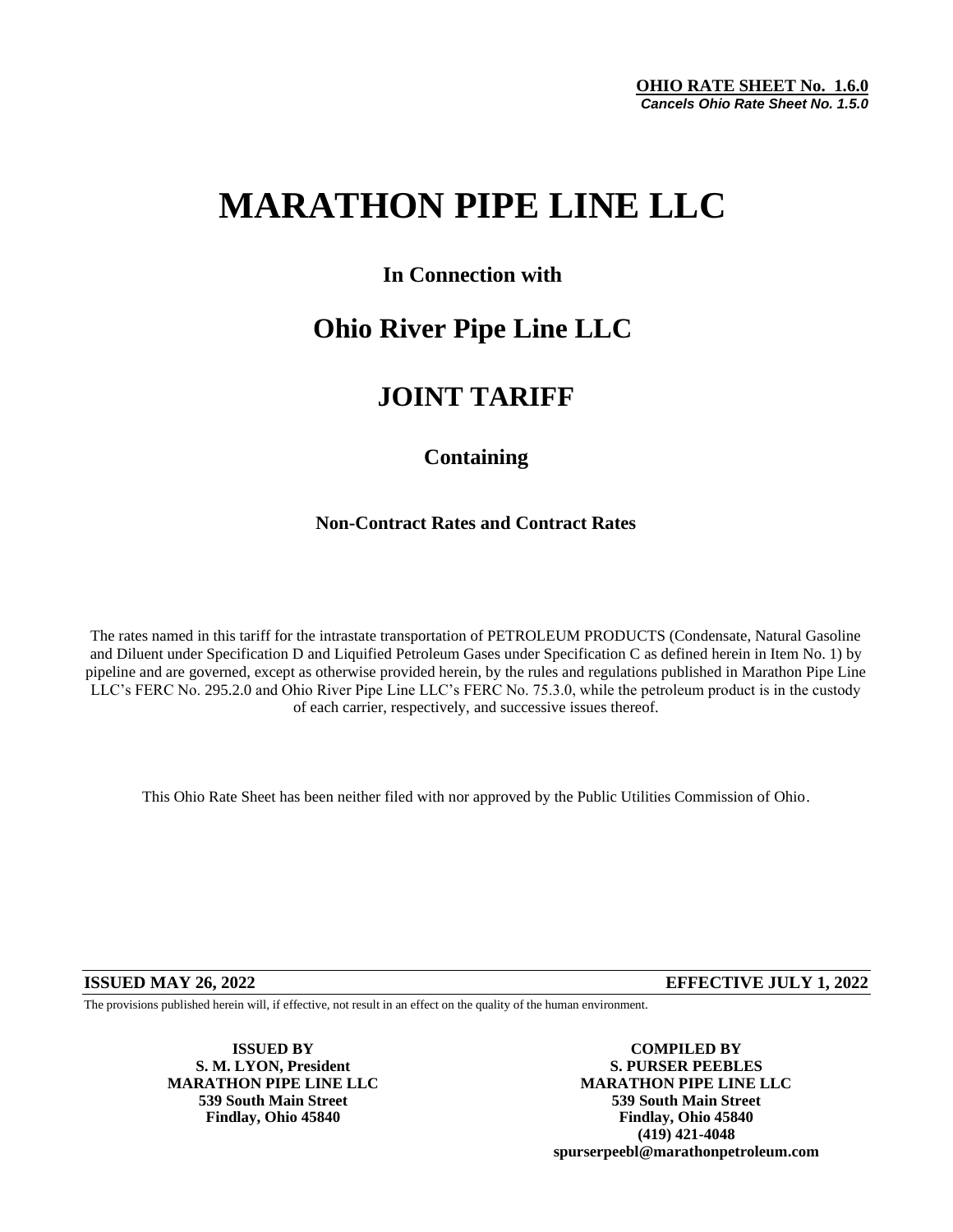**OHIO RATE SHEET No. 1.6.0**
***Cancels Ohio Rate Sheet No. 1.5.0***

# MARATHON PIPE LINE LLC

### In Connection with

## Ohio River Pipe Line LLC

## JOINT TARIFF

### Containing

**Non-Contract Rates and Contract Rates**

The rates named in this tariff for the intrastate transportation of PETROLEUM PRODUCTS (Condensate, Natural Gasoline and Diluent under Specification D and Liquified Petroleum Gases under Specification C as defined herein in Item No. 1) by pipeline and are governed, except as otherwise provided herein, by the rules and regulations published in Marathon Pipe Line LLC's FERC No. 295.2.0 and Ohio River Pipe Line LLC's FERC No. 75.3.0, while the petroleum product is in the custody of each carrier, respectively, and successive issues thereof.

This Ohio Rate Sheet has been neither filed with nor approved by the Public Utilities Commission of Ohio.

**ISSUED MAY 26, 2022** **EFFECTIVE JULY 1, 2022**

The provisions published herein will, if effective, not result in an effect on the quality of the human environment.

**ISSUED BY**
**S. M. LYON, President**
**MARATHON PIPE LINE LLC**
**539 South Main Street**
**Findlay, Ohio 45840**

**COMPILED BY**
**S. PURSER PEEBLES**
**MARATHON PIPE LINE LLC**
**539 South Main Street**
**Findlay, Ohio 45840**
**(419) 421-4048**
**spurserpeebl@marathonpetroleum.com**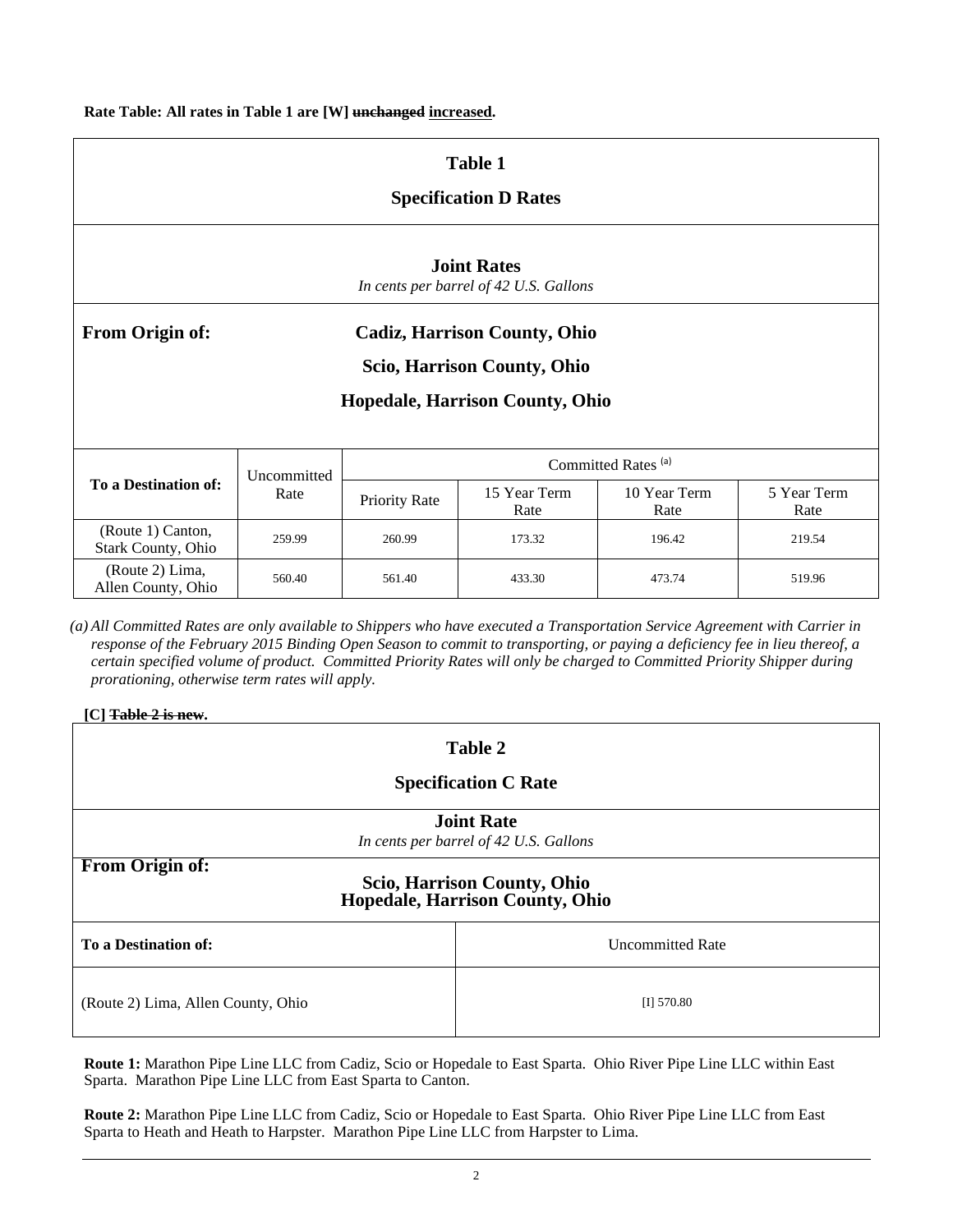**Rate Table: All rates in Table 1 are [W] ~~unchanged~~ <u>increased</u>.**

| **Table 1** | | | | | |
|---|---|---|---|---|---|
| **Specification D Rates** | | | | | |
| **Joint Rates** *In cents per barrel of 42 U.S. Gallons* | | | | | |
| **From Origin of:** | **Cadiz, Harrison County, Ohio** **Scio, Harrison County, Ohio** **Hopedale, Harrison County, Ohio** | | | | |
| **To a Destination of:** | Uncommitted Rate | Committed Rates [(a)] | | | |
| | | Priority Rate | 15 Year Term Rate | 10 Year Term Rate | 5 Year Term Rate |
| (Route 1) Canton, Stark County, Ohio | 259.99 | 260.99 | 173.32 | 196.42 | 219.54 |
| (Route 2) Lima, Allen County, Ohio | 560.40 | 561.40 | 433.30 | 473.74 | 519.96 |

*(a) All Committed Rates are only available to Shippers who have executed a Transportation Service Agreement with Carrier in response of the February 2015 Binding Open Season to commit to transporting, or paying a deficiency fee in lieu thereof, a certain specified volume of product. Committed Priority Rates will only be charged to Committed Priority Shipper during prorationing, otherwise term rates will apply.*

**[C] ~~Table 2 is new~~.**

| **Table 2** | |
|---|---|
| **Specification C Rate** | |
| **Joint Rate** *In cents per barrel of 42 U.S. Gallons* | |
| **From Origin of:** | **Scio, Harrison County, Ohio** **Hopedale, Harrison County, Ohio** |
| **To a Destination of:** | Uncommitted Rate |
| (Route 2) Lima, Allen County, Ohio | [I] 570.80 |

**Route 1:** Marathon Pipe Line LLC from Cadiz, Scio or Hopedale to East Sparta. Ohio River Pipe Line LLC within East Sparta. Marathon Pipe Line LLC from East Sparta to Canton.

**Route 2:** Marathon Pipe Line LLC from Cadiz, Scio or Hopedale to East Sparta. Ohio River Pipe Line LLC from East Sparta to Heath and Heath to Harpster. Marathon Pipe Line LLC from Harpster to Lima.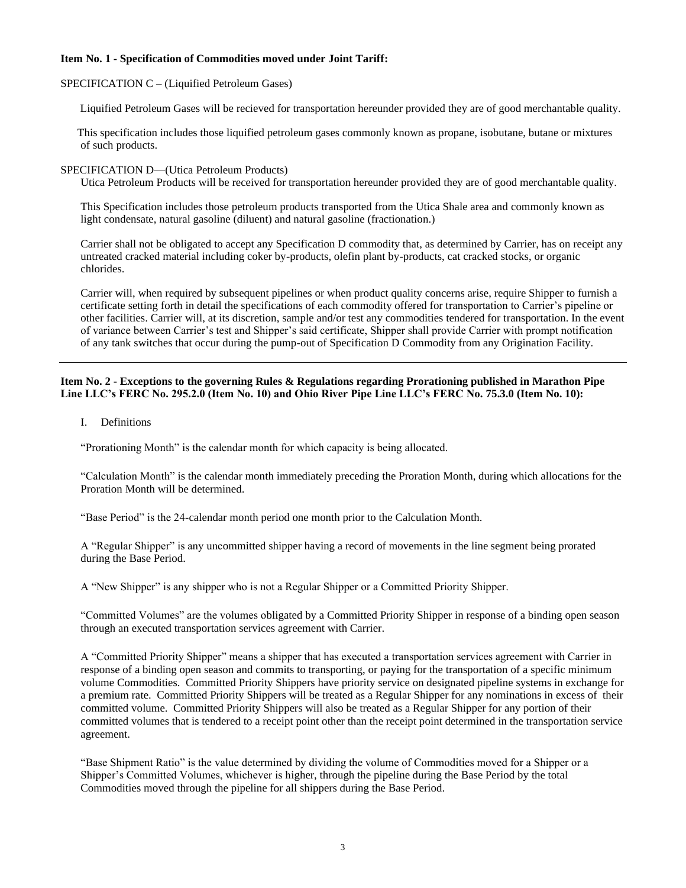**Item No. 1 - Specification of Commodities moved under Joint Tariff:**

SPECIFICATION C – (Liquified Petroleum Gases)

Liquified Petroleum Gases will be recieved for transportation hereunder provided they are of good merchantable quality.

This specification includes those liquified petroleum gases commonly known as propane, isobutane, butane or mixtures of such products.

SPECIFICATION D—(Utica Petroleum Products)

Utica Petroleum Products will be received for transportation hereunder provided they are of good merchantable quality.

This Specification includes those petroleum products transported from the Utica Shale area and commonly known as light condensate, natural gasoline (diluent) and natural gasoline (fractionation.)

Carrier shall not be obligated to accept any Specification D commodity that, as determined by Carrier, has on receipt any untreated cracked material including coker by-products, olefin plant by-products, cat cracked stocks, or organic chlorides.

Carrier will, when required by subsequent pipelines or when product quality concerns arise, require Shipper to furnish a certificate setting forth in detail the specifications of each commodity offered for transportation to Carrier's pipeline or other facilities. Carrier will, at its discretion, sample and/or test any commodities tendered for transportation. In the event of variance between Carrier's test and Shipper's said certificate, Shipper shall provide Carrier with prompt notification of any tank switches that occur during the pump-out of Specification D Commodity from any Origination Facility.

---

**Item No. 2 - Exceptions to the governing Rules & Regulations regarding Prorationing published in Marathon Pipe Line LLC's FERC No. 295.2.0 (Item No. 10) and Ohio River Pipe Line LLC's FERC No. 75.3.0 (Item No. 10):**

I. Definitions

"Prorationing Month" is the calendar month for which capacity is being allocated.

"Calculation Month" is the calendar month immediately preceding the Proration Month, during which allocations for the Proration Month will be determined.

"Base Period" is the 24-calendar month period one month prior to the Calculation Month.

A "Regular Shipper" is any uncommitted shipper having a record of movements in the line segment being prorated during the Base Period.

A "New Shipper" is any shipper who is not a Regular Shipper or a Committed Priority Shipper.

"Committed Volumes" are the volumes obligated by a Committed Priority Shipper in response of a binding open season through an executed transportation services agreement with Carrier.

A "Committed Priority Shipper" means a shipper that has executed a transportation services agreement with Carrier in response of a binding open season and commits to transporting, or paying for the transportation of a specific minimum volume Commodities. Committed Priority Shippers have priority service on designated pipeline systems in exchange for a premium rate. Committed Priority Shippers will be treated as a Regular Shipper for any nominations in excess of their committed volume. Committed Priority Shippers will also be treated as a Regular Shipper for any portion of their committed volumes that is tendered to a receipt point other than the receipt point determined in the transportation service agreement.

"Base Shipment Ratio" is the value determined by dividing the volume of Commodities moved for a Shipper or a Shipper's Committed Volumes, whichever is higher, through the pipeline during the Base Period by the total Commodities moved through the pipeline for all shippers during the Base Period.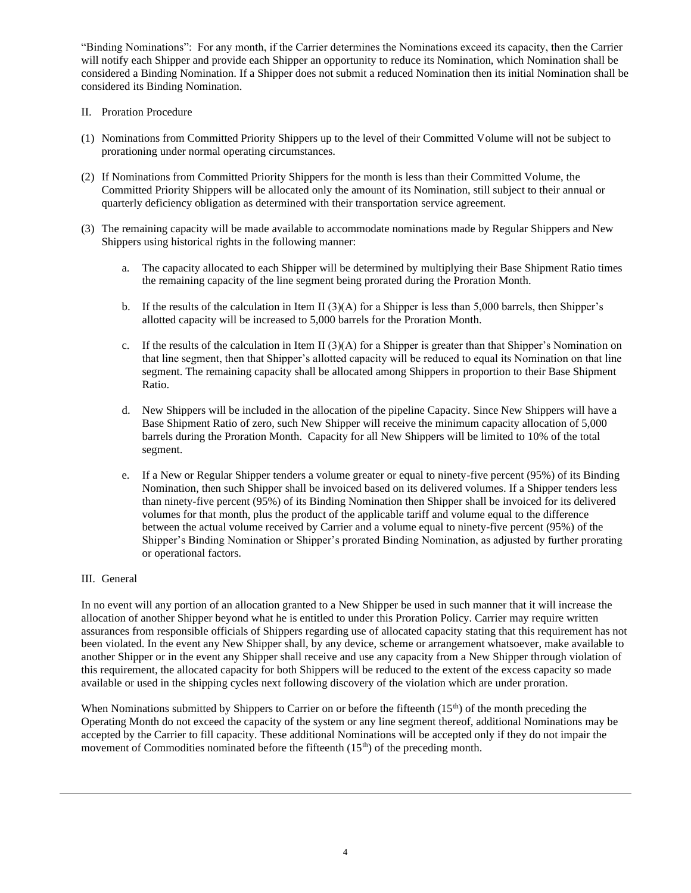"Binding Nominations": For any month, if the Carrier determines the Nominations exceed its capacity, then the Carrier will notify each Shipper and provide each Shipper an opportunity to reduce its Nomination, which Nomination shall be considered a Binding Nomination. If a Shipper does not submit a reduced Nomination then its initial Nomination shall be considered its Binding Nomination.

II. Proration Procedure

(1) Nominations from Committed Priority Shippers up to the level of their Committed Volume will not be subject to prorationing under normal operating circumstances.

(2) If Nominations from Committed Priority Shippers for the month is less than their Committed Volume, the Committed Priority Shippers will be allocated only the amount of its Nomination, still subject to their annual or quarterly deficiency obligation as determined with their transportation service agreement.

(3) The remaining capacity will be made available to accommodate nominations made by Regular Shippers and New Shippers using historical rights in the following manner:

   a. The capacity allocated to each Shipper will be determined by multiplying their Base Shipment Ratio times the remaining capacity of the line segment being prorated during the Proration Month.

   b. If the results of the calculation in Item II (3)(A) for a Shipper is less than 5,000 barrels, then Shipper's allotted capacity will be increased to 5,000 barrels for the Proration Month.

   c. If the results of the calculation in Item II (3)(A) for a Shipper is greater than that Shipper's Nomination on that line segment, then that Shipper's allotted capacity will be reduced to equal its Nomination on that line segment. The remaining capacity shall be allocated among Shippers in proportion to their Base Shipment Ratio.

   d. New Shippers will be included in the allocation of the pipeline Capacity. Since New Shippers will have a Base Shipment Ratio of zero, such New Shipper will receive the minimum capacity allocation of 5,000 barrels during the Proration Month. Capacity for all New Shippers will be limited to 10% of the total segment.

   e. If a New or Regular Shipper tenders a volume greater or equal to ninety-five percent (95%) of its Binding Nomination, then such Shipper shall be invoiced based on its delivered volumes. If a Shipper tenders less than ninety-five percent (95%) of its Binding Nomination then Shipper shall be invoiced for its delivered volumes for that month, plus the product of the applicable tariff and volume equal to the difference between the actual volume received by Carrier and a volume equal to ninety-five percent (95%) of the Shipper's Binding Nomination or Shipper's prorated Binding Nomination, as adjusted by further prorating or operational factors.

III. General

In no event will any portion of an allocation granted to a New Shipper be used in such manner that it will increase the allocation of another Shipper beyond what he is entitled to under this Proration Policy. Carrier may require written assurances from responsible officials of Shippers regarding use of allocated capacity stating that this requirement has not been violated. In the event any New Shipper shall, by any device, scheme or arrangement whatsoever, make available to another Shipper or in the event any Shipper shall receive and use any capacity from a New Shipper through violation of this requirement, the allocated capacity for both Shippers will be reduced to the extent of the excess capacity so made available or used in the shipping cycles next following discovery of the violation which are under proration.

When Nominations submitted by Shippers to Carrier on or before the fifteenth (15th) of the month preceding the Operating Month do not exceed the capacity of the system or any line segment thereof, additional Nominations may be accepted by the Carrier to fill capacity. These additional Nominations will be accepted only if they do not impair the movement of Commodities nominated before the fifteenth (15th) of the preceding month.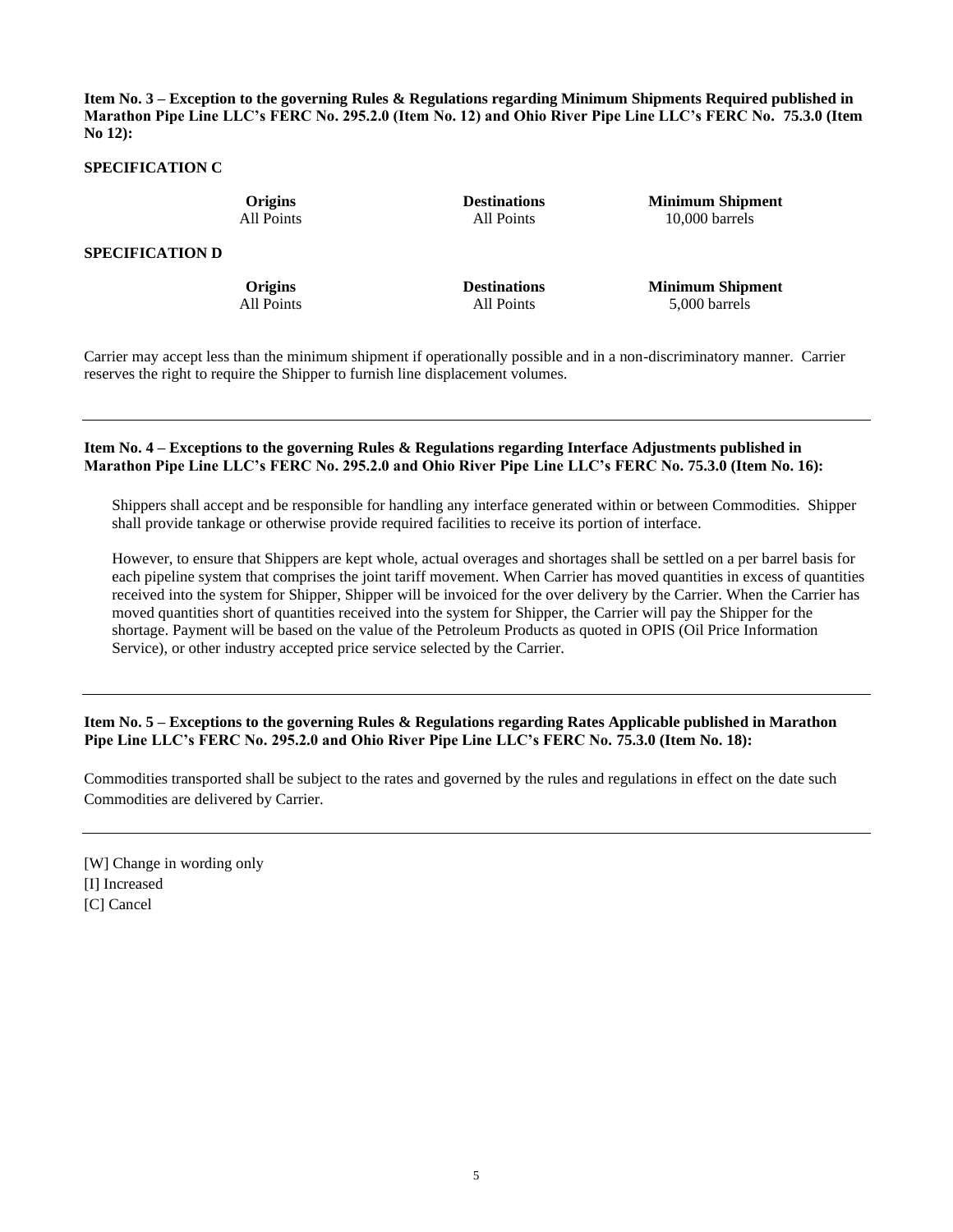**Item No. 3 – Exception to the governing Rules & Regulations regarding Minimum Shipments Required published in Marathon Pipe Line LLC's FERC No. 295.2.0 (Item No. 12) and Ohio River Pipe Line LLC's FERC No. 75.3.0 (Item No 12):**

**SPECIFICATION C**

| Origins | Destinations | Minimum Shipment |
|---|---|---|
| All Points | All Points | 10,000 barrels |

**SPECIFICATION D**

| Origins | Destinations | Minimum Shipment |
|---|---|---|
| All Points | All Points | 5,000 barrels |

Carrier may accept less than the minimum shipment if operationally possible and in a non-discriminatory manner. Carrier reserves the right to require the Shipper to furnish line displacement volumes.

---

**Item No. 4 – Exceptions to the governing Rules & Regulations regarding Interface Adjustments published in Marathon Pipe Line LLC's FERC No. 295.2.0 and Ohio River Pipe Line LLC's FERC No. 75.3.0 (Item No. 16):**

Shippers shall accept and be responsible for handling any interface generated within or between Commodities. Shipper shall provide tankage or otherwise provide required facilities to receive its portion of interface.

However, to ensure that Shippers are kept whole, actual overages and shortages shall be settled on a per barrel basis for each pipeline system that comprises the joint tariff movement. When Carrier has moved quantities in excess of quantities received into the system for Shipper, Shipper will be invoiced for the over delivery by the Carrier. When the Carrier has moved quantities short of quantities received into the system for Shipper, the Carrier will pay the Shipper for the shortage. Payment will be based on the value of the Petroleum Products as quoted in OPIS (Oil Price Information Service), or other industry accepted price service selected by the Carrier.

---

**Item No. 5 – Exceptions to the governing Rules & Regulations regarding Rates Applicable published in Marathon Pipe Line LLC's FERC No. 295.2.0 and Ohio River Pipe Line LLC's FERC No. 75.3.0 (Item No. 18):**

Commodities transported shall be subject to the rates and governed by the rules and regulations in effect on the date such Commodities are delivered by Carrier.

---

[W] Change in wording only
[I] Increased
[C] Cancel